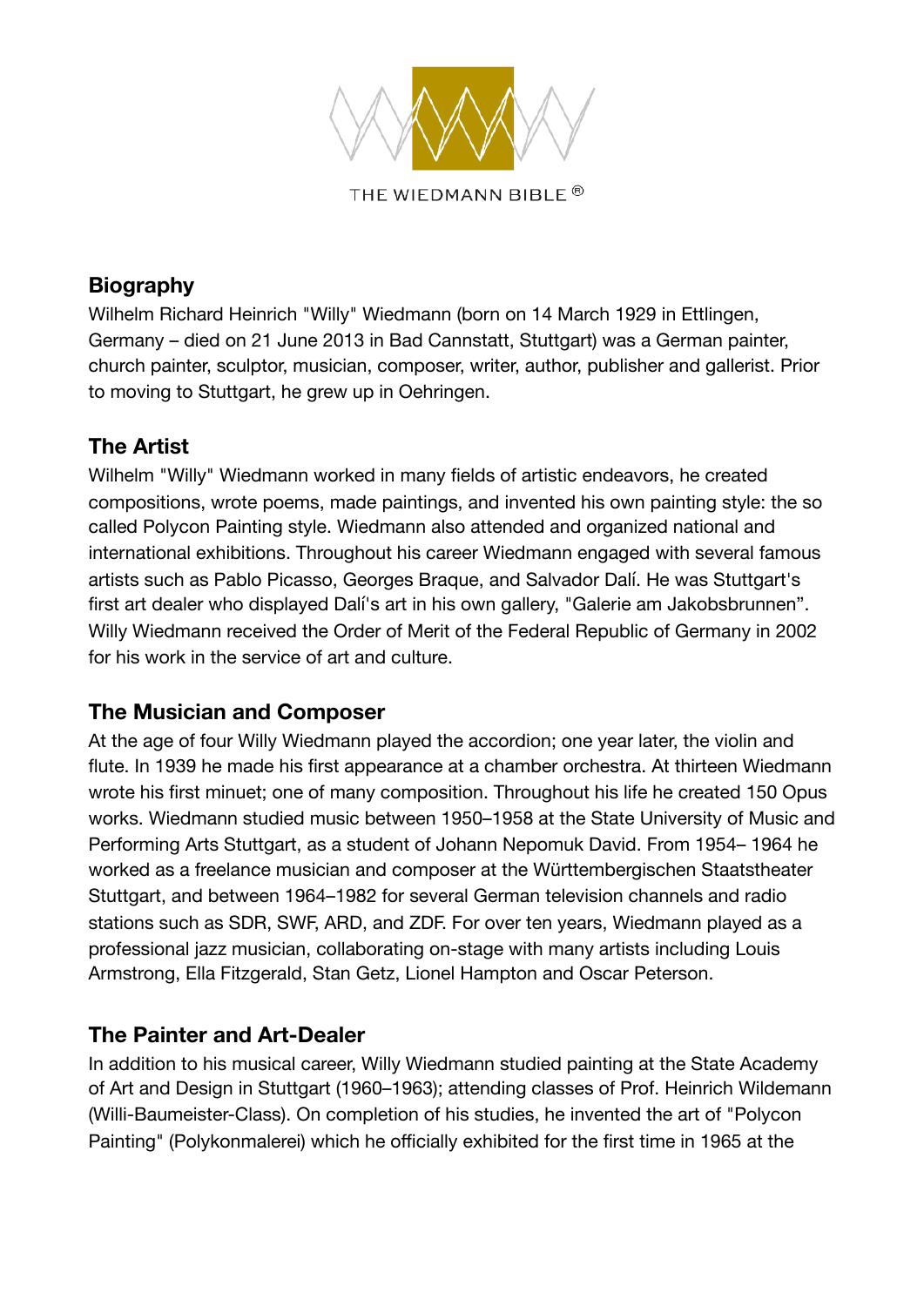THE WIEDMANN BIBLE ®

## Biography

Wilhelm Richard Heinrich "Willy" Wiedmann (born on 14 March 1929 in Ettlingen, Germany – died on 21 June 2013 in Bad Cannstatt, Stuttgart) was a German painter, church painter, sculptor, musician, composer, writer, author, publisher and gallerist. Prior to moving to Stuttgart, he grew up in Oehringen.

## The Artist

Wilhelm "Willy" Wiedmann worked in many fields of artistic endeavors, he created compositions, wrote poems, made paintings, and invented his own painting style: the so called Polycon Painting style. Wiedmann also attended and organized national and international exhibitions. Throughout his career Wiedmann engaged with several famous artists such as Pablo Picasso, Georges Braque, and Salvador Dalí. He was Stuttgart's first art dealer who displayed Dalí's art in his own gallery, "Galerie am Jakobsbrunnen". Willy Wiedmann received the Order of Merit of the Federal Republic of Germany in 2002 for his work in the service of art and culture.

## The Musician and Composer

At the age of four Willy Wiedmann played the accordion; one year later, the violin and flute. In 1939 he made his first appearance at a chamber orchestra. At thirteen Wiedmann wrote his first minuet; one of many composition. Throughout his life he created 150 Opus works. Wiedmann studied music between 1950–1958 at the State University of Music and Performing Arts Stuttgart, as a student of Johann Nepomuk David. From 1954– 1964 he worked as a freelance musician and composer at the Württembergischen Staatstheater Stuttgart, and between 1964–1982 for several German television channels and radio stations such as SDR, SWF, ARD, and ZDF. For over ten years, Wiedmann played as a professional jazz musician, collaborating on-stage with many artists including Louis Armstrong, Ella Fitzgerald, Stan Getz, Lionel Hampton and Oscar Peterson.

## The Painter and Art-Dealer

In addition to his musical career, Willy Wiedmann studied painting at the State Academy of Art and Design in Stuttgart (1960–1963); attending classes of Prof. Heinrich Wildemann (Willi-Baumeister-Class). On completion of his studies, he invented the art of "Polycon Painting" (Polykonmalerei) which he officially exhibited for the first time in 1965 at the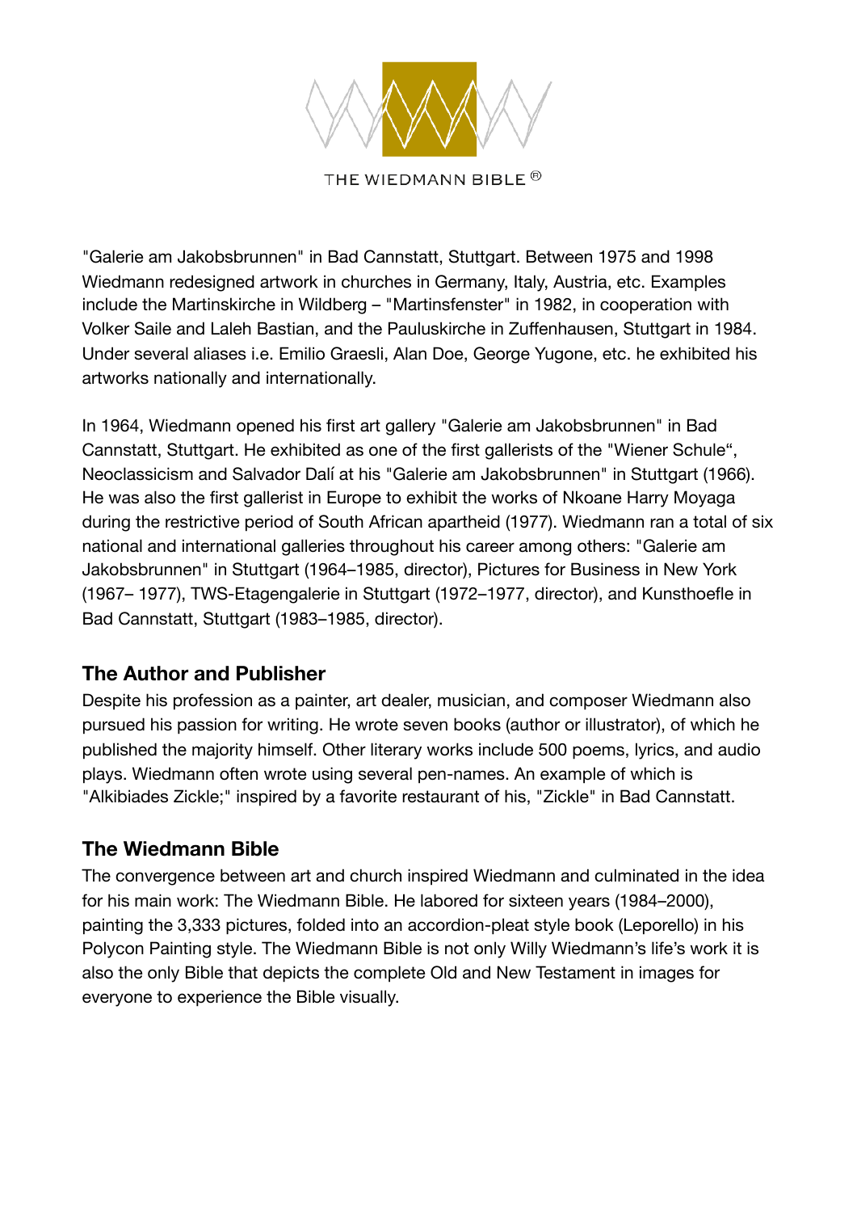"Galerie am Jakobsbrunnen" in Bad Cannstatt, Stuttgart. Between 1975 and 1998 Wiedmann redesigned artwork in churches in Germany, Italy, Austria, etc. Examples include the Martinskirche in Wildberg – "Martinsfenster" in 1982, in cooperation with Volker Saile and Laleh Bastian, and the Pauluskirche in Zuffenhausen, Stuttgart in 1984. Under several aliases i.e. Emilio Graesli, Alan Doe, George Yugone, etc. he exhibited his artworks nationally and internationally.

In 1964, Wiedmann opened his first art gallery "Galerie am Jakobsbrunnen" in Bad Cannstatt, Stuttgart. He exhibited as one of the first gallerists of the "Wiener Schule", Neoclassicism and Salvador Dalí at his "Galerie am Jakobsbrunnen" in Stuttgart (1966). He was also the first gallerist in Europe to exhibit the works of Nkoane Harry Moyaga during the restrictive period of South African apartheid (1977). Wiedmann ran a total of six national and international galleries throughout his career among others: "Galerie am Jakobsbrunnen" in Stuttgart (1964–1985, director), Pictures for Business in New York (1967– 1977), TWS-Etagengalerie in Stuttgart (1972–1977, director), and Kunsthoefle in Bad Cannstatt, Stuttgart (1983–1985, director).

## The Author and Publisher

Despite his profession as a painter, art dealer, musician, and composer Wiedmann also pursued his passion for writing. He wrote seven books (author or illustrator), of which he published the majority himself. Other literary works include 500 poems, lyrics, and audio plays. Wiedmann often wrote using several pen-names. An example of which is "Alkibiades Zickle;" inspired by a favorite restaurant of his, "Zickle" in Bad Cannstatt.

## The Wiedmann Bible

The convergence between art and church inspired Wiedmann and culminated in the idea for his main work: The Wiedmann Bible. He labored for sixteen years (1984–2000), painting the 3,333 pictures, folded into an accordion-pleat style book (Leporello) in his Polycon Painting style. The Wiedmann Bible is not only Willy Wiedmann's life's work it is also the only Bible that depicts the complete Old and New Testament in images for everyone to experience the Bible visually.